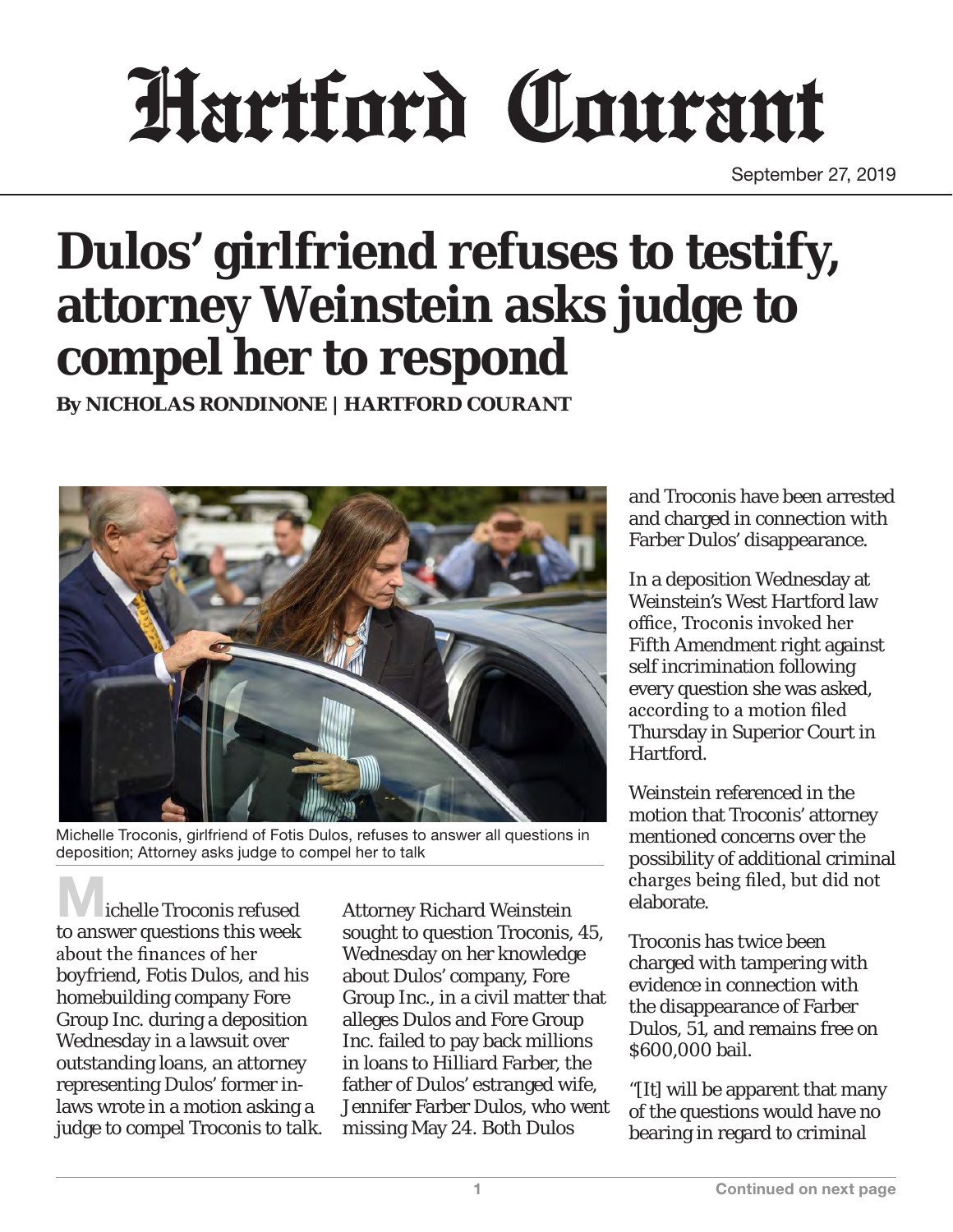# Hartford Courant

September 27, 2019

# Dulos' girlfriend refuses to testify, attorney Weinstein asks judge to compel her to respond

**By NICHOLAS RONDINONE | HARTFORD COURANT**

Michelle Troconis, girlfriend of Fotis Dulos, refuses to answer all questions in deposition; Attorney asks judge to compel her to talk

Michelle Troconis refused to answer questions this week about the finances of her boyfriend, Fotis Dulos, and his homebuilding company Fore Group Inc. during a deposition Wednesday in a lawsuit over outstanding loans, an attorney representing Dulos' former in-laws wrote in a motion asking a judge to compel Troconis to talk.

Attorney Richard Weinstein sought to question Troconis, 45, Wednesday on her knowledge about Dulos' company, Fore Group Inc., in a civil matter that alleges Dulos and Fore Group Inc. failed to pay back millions in loans to Hilliard Farber, the father of Dulos' estranged wife, Jennifer Farber Dulos, who went missing May 24. Both Dulos and Troconis have been arrested and charged in connection with Farber Dulos' disappearance.

In a deposition Wednesday at Weinstein's West Hartford law office, Troconis invoked her Fifth Amendment right against self incrimination following every question she was asked, according to a motion filed Thursday in Superior Court in Hartford.

Weinstein referenced in the motion that Troconis' attorney mentioned concerns over the possibility of additional criminal charges being filed, but did not elaborate.

Troconis has twice been charged with tampering with evidence in connection with the disappearance of Farber Dulos, 51, and remains free on $600,000 bail.

"[It] will be apparent that many of the questions would have no bearing in regard to criminal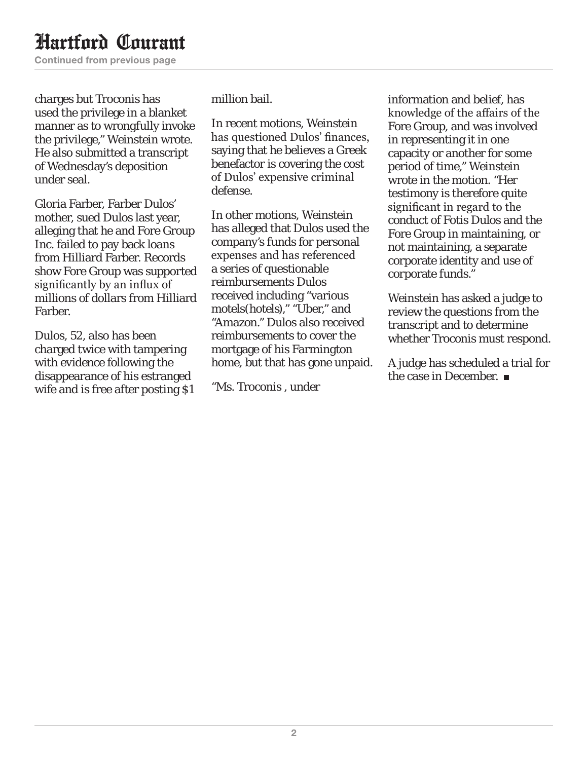charges but Troconis has used the privilege in a blanket manner as to wrongfully invoke the privilege," Weinstein wrote. He also submitted a transcript of Wednesday's deposition under seal.

Gloria Farber, Farber Dulos' mother, sued Dulos last year, alleging that he and Fore Group Inc. failed to pay back loans from Hilliard Farber. Records show Fore Group was supported significantly by an influx of millions of dollars from Hilliard Farber.

Dulos, 52, also has been charged twice with tampering with evidence following the disappearance of his estranged wife and is free after posting $1 million bail.

In recent motions, Weinstein has questioned Dulos' finances, saying that he believes a Greek benefactor is covering the cost of Dulos' expensive criminal defense.

In other motions, Weinstein has alleged that Dulos used the company's funds for personal expenses and has referenced a series of questionable reimbursements Dulos received including "various motels(hotels)," "Uber," and "Amazon." Dulos also received reimbursements to cover the mortgage of his Farmington home, but that has gone unpaid.

"Ms. Troconis , under information and belief, has knowledge of the affairs of the Fore Group, and was involved in representing it in one capacity or another for some period of time," Weinstein wrote in the motion. "Her testimony is therefore quite significant in regard to the conduct of Fotis Dulos and the Fore Group in maintaining, or not maintaining, a separate corporate identity and use of corporate funds."

Weinstein has asked a judge to review the questions from the transcript and to determine whether Troconis must respond.

A judge has scheduled a trial for the case in December. ■